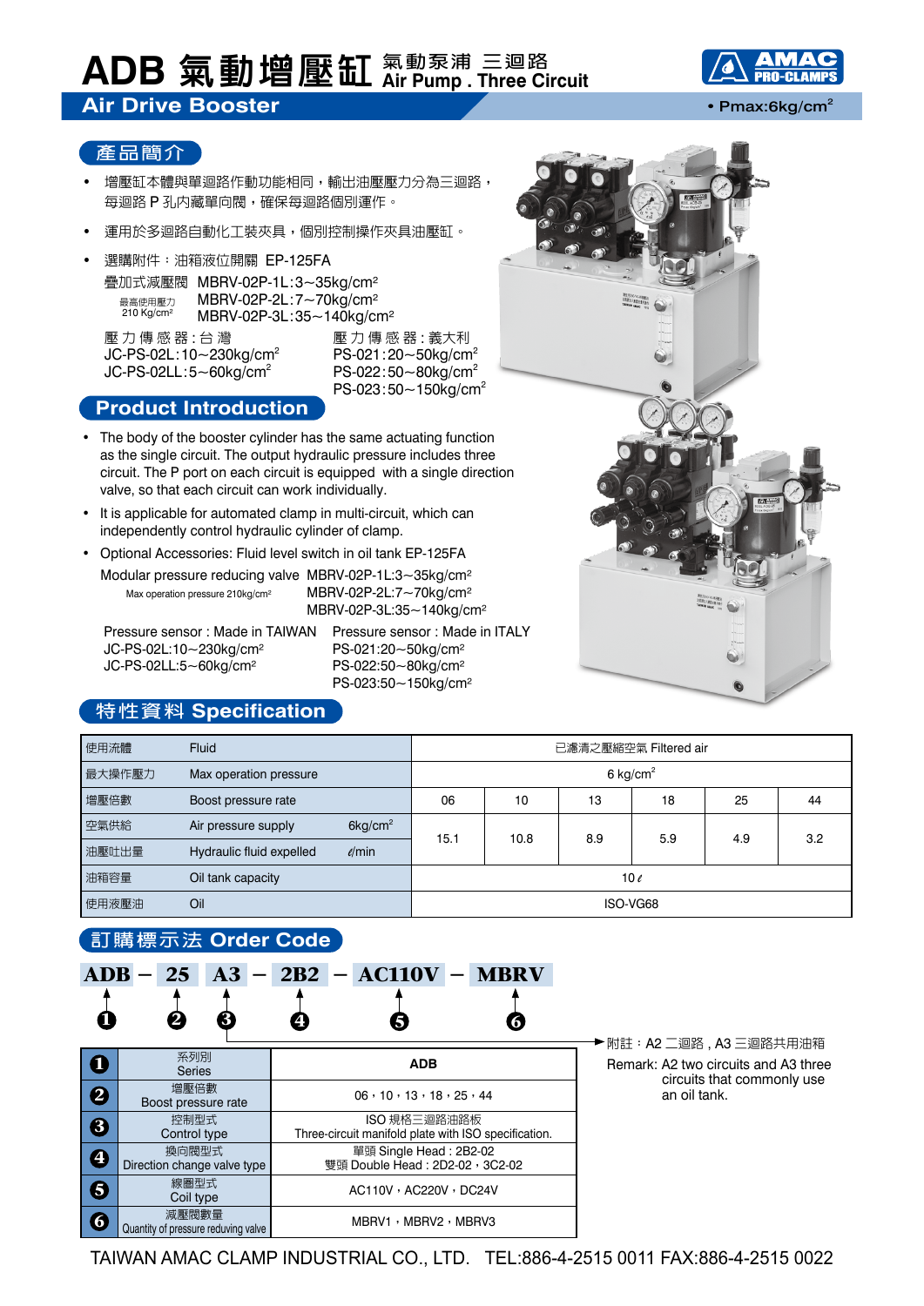# ADB 氣動增壓缸 氣動泵浦 三迴路 Air Pump . Three Circuit

## Air Drive Booster

• Pmax:6kg/cm²

## 產品簡介

- 增壓缸本體與單迴路作動功能相同，輸出油壓壓力分為三迴路，每迴路 P 孔內藏單向閥，確保每迴路個別運作。
- 運用於多迴路自動化工裝夾具，個別控制操作夾具油壓缸。
- 選購附件：油箱液位開關 EP-125FA

  疊加式減壓閥 MBRV-02P-1L:3~35kg/cm²
  最高使用壓力 210 Kg/cm² MBRV-02P-2L:7~70kg/cm²
  MBRV-02P-3L:35~140kg/cm²

  壓力傳感器：台灣
  JC-PS-02L:10~230kg/cm²
  JC-PS-02LL:5~60kg/cm²

  壓力傳感器：義大利
  PS-021:20~50kg/cm²
  PS-022:50~80kg/cm²
  PS-023:50~150kg/cm²

## Product Introduction

- The body of the booster cylinder has the same actuating function as the single circuit. The output hydraulic pressure includes three circuit. The P port on each circuit is equipped with a single direction valve, so that each circuit can work individually.
- It is applicable for automated clamp in multi-circuit, which can independently control hydraulic cylinder of clamp.
- Optional Accessories: Fluid level switch in oil tank EP-125FA

  Modular pressure reducing valve MBRV-02P-1L:3~35kg/cm²
  Max operation pressure 210kg/cm² MBRV-02P-2L:7~70kg/cm²
  MBRV-02P-3L:35~140kg/cm²

  Pressure sensor : Made in TAIWAN
  JC-PS-02L:10~230kg/cm²
  JC-PS-02LL:5~60kg/cm²

  Pressure sensor : Made in ITALY
  PS-021:20~50kg/cm²
  PS-022:50~80kg/cm²
  PS-023:50~150kg/cm²

## 特性資料 Specification

| | | | | | | | | |
|---|---|---|---|---|---|---|---|---|
| 使用流體 | Fluid | | 已濾清之壓縮空氣 Filtered air | | | | | |
| 最大操作壓力 | Max operation pressure | | 6 kg/cm² | | | | | |
| 增壓倍數 | Boost pressure rate | | 06 | 10 | 13 | 18 | 25 | 44 |
| 空氣供給 | Air pressure supply | 6kg/cm² | 15.1 | 10.8 | 8.9 | 5.9 | 4.9 | 3.2 |
| 油壓吐出量 | Hydraulic fluid expelled | ℓ/min | | | | | | |
| 油箱容量 | Oil tank capacity | | 10ℓ | | | | | |
| 使用液壓油 | Oil | | ISO-VG68 | | | | | |

## 訂購標示法 Order Code

**ADB – 25 A3 – 2B2 – AC110V – MBRV**

❶ ❷ ❸ ❹ ❺ ❻

附註：A2 二迴路，A3 三迴路共用油箱
Remark: A2 two circuits and A3 three circuits that commonly use an oil tank.

| No. | Item | Option |
|---|---|---|
| ❶ | 系列別 Series | ADB |
| ❷ | 增壓倍數 Boost pressure rate | 06，10，13，18，25，44 |
| ❸ | 控制型式 Control type | ISO 規格三迴路油路板 Three-circuit manifold plate with ISO specification. |
| ❹ | 換向閥型式 Direction change valve type | 單頭 Single Head : 2B2-02<br>雙頭 Double Head : 2D2-02，3C2-02 |
| ❺ | 線圈型式 Coil type | AC110V，AC220V，DC24V |
| ❻ | 減壓閥數量 Quantity of pressure reduving valve | MBRV1，MBRV2，MBRV3 |

TAIWAN AMAC CLAMP INDUSTRIAL CO., LTD. TEL:886-4-2515 0011 FAX:886-4-2515 0022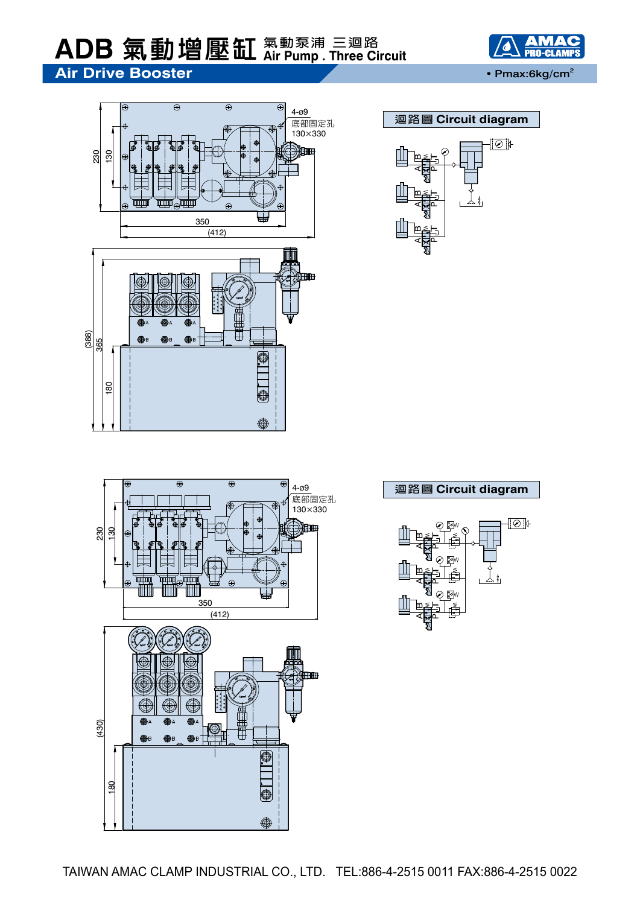# ADB 氣動增壓缸 氣動泵浦 三迴路 Air Pump . Three Circuit

## Air Drive Booster

• Pmax:6kg/cm²

4-ø9
底部固定孔
130×330

230
130
350
(412)
(388)
365
180

### 迴路圖 Circuit diagram

4-ø9
底部固定孔
130×330

230
130
350
(412)
(430)
180

### 迴路圖 Circuit diagram

TAIWAN AMAC CLAMP INDUSTRIAL CO., LTD. TEL:886-4-2515 0011 FAX:886-4-2515 0022